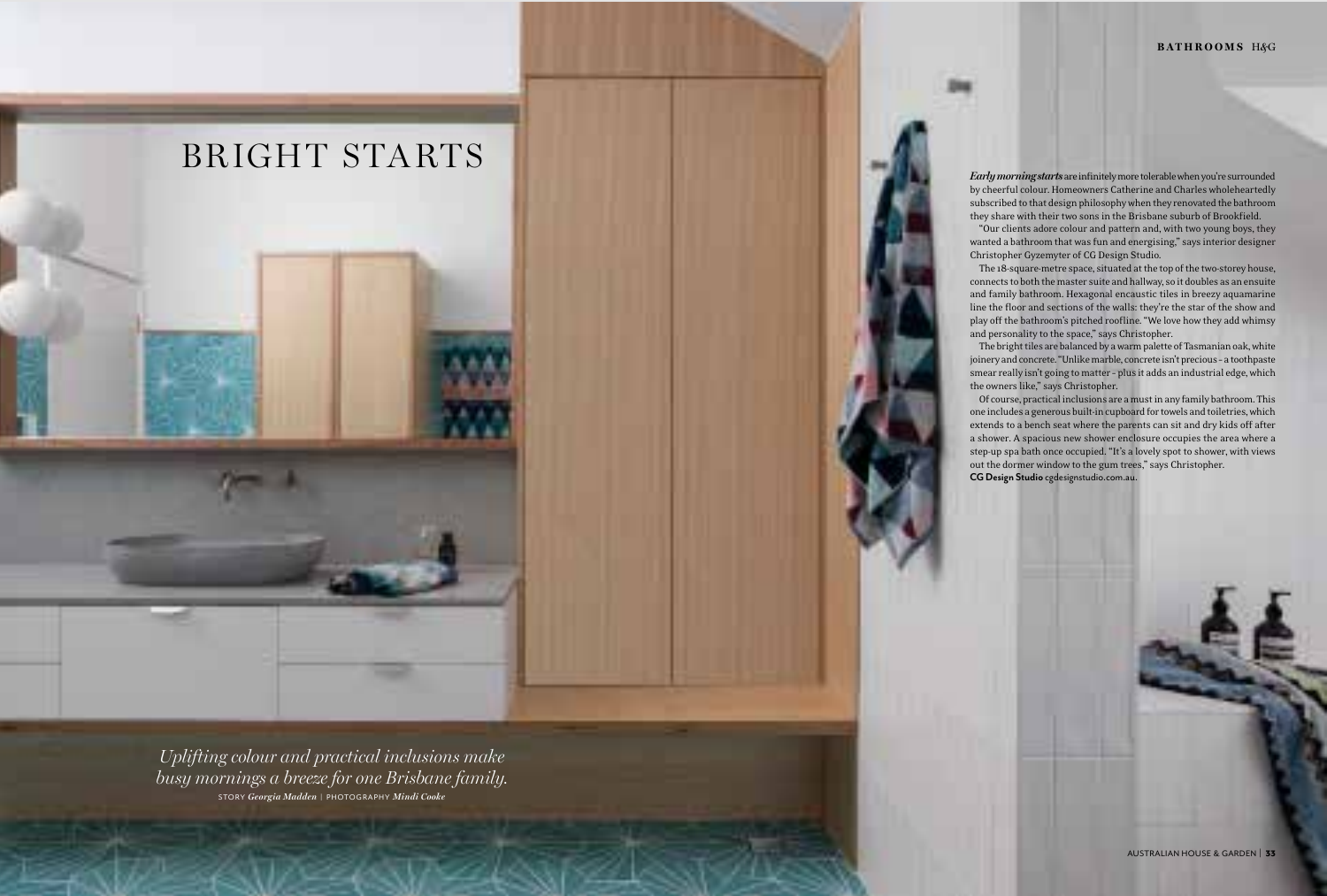# BRIGHT STARTS

*Uplifting colour and practical inclusions make busy mornings a breeze for one Brisbane family.*

STORY *Georgia Madden* | PHOTOGRAPHY *Mindi Cooke*

***Early morning starts*** are infinitely more tolerable when you're surrounded by cheerful colour. Homeowners Catherine and Charles wholeheartedly subscribed to that design philosophy when they renovated the bathroom they share with their two sons in the Brisbane suburb of Brookfield.

"Our clients adore colour and pattern and, with two young boys, they wanted a bathroom that was fun and energising," says interior designer Christopher Gyzemyter of CG Design Studio.

The 18-square-metre space, situated at the top of the two-storey house, connects to both the master suite and hallway, so it doubles as an ensuite and family bathroom. Hexagonal encaustic tiles in breezy aquamarine line the floor and sections of the walls: they're the star of the show and play off the bathroom's pitched roofline. "We love how they add whimsy and personality to the space," says Christopher.

The bright tiles are balanced by a warm palette of Tasmanian oak, white joinery and concrete. "Unlike marble, concrete isn't precious – a toothpaste smear really isn't going to matter – plus it adds an industrial edge, which the owners like," says Christopher.

Of course, practical inclusions are a must in any family bathroom. This one includes a generous built-in cupboard for towels and toiletries, which extends to a bench seat where the parents can sit and dry kids off after a shower. A spacious new shower enclosure occupies the area where a step-up spa bath once occupied. "It's a lovely spot to shower, with views out the dormer window to the gum trees," says Christopher.

**CG Design Studio** cgdesignstudio.com.au.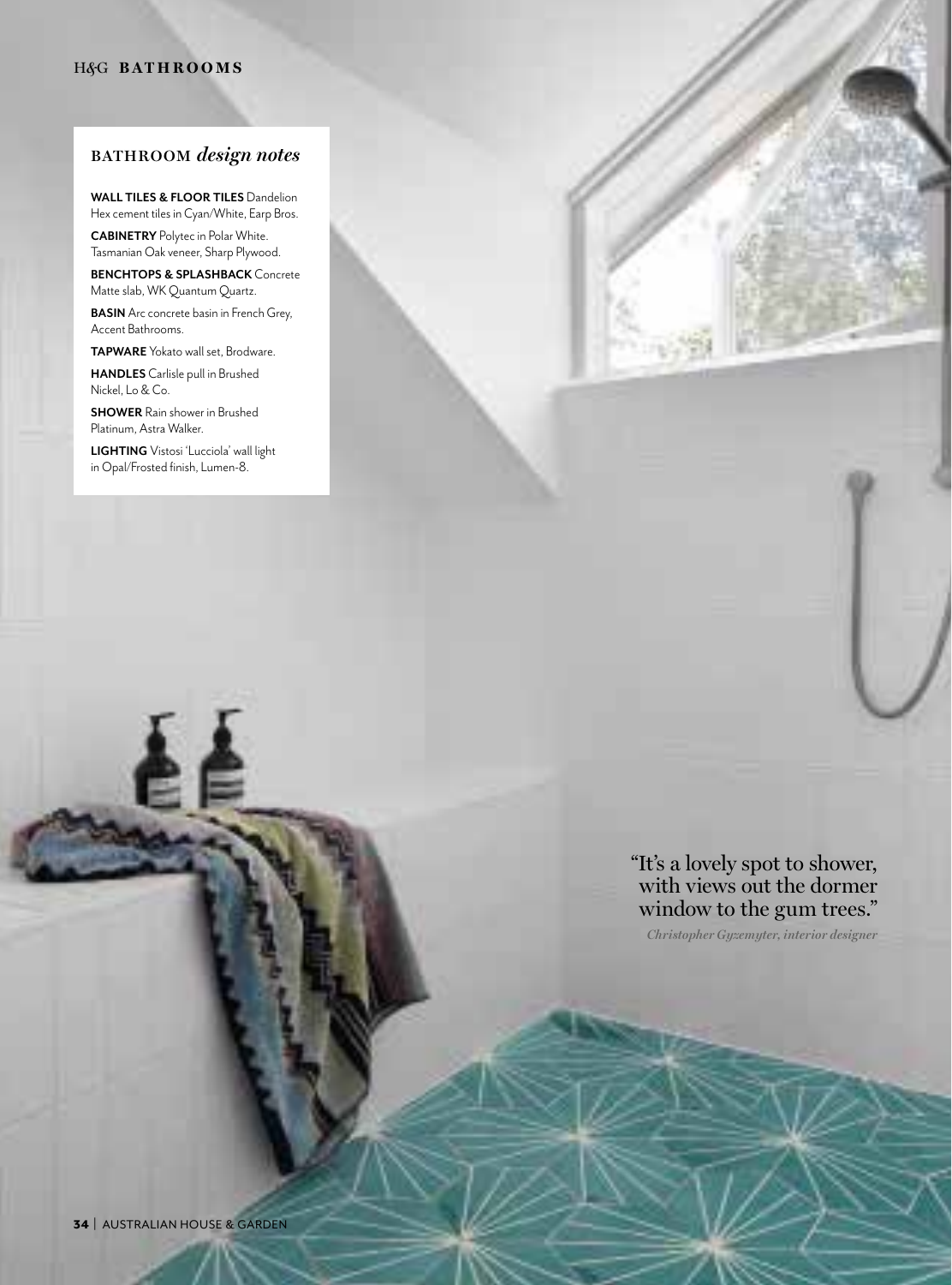## BATHROOM *design notes*

**WALL TILES & FLOOR TILES** Dandelion Hex cement tiles in Cyan/White, Earp Bros.

**CABINETRY** Polytec in Polar White. Tasmanian Oak veneer, Sharp Plywood.

**BENCHTOPS & SPLASHBACK** Concrete Matte slab, WK Quantum Quartz.

**BASIN** Arc concrete basin in French Grey, Accent Bathrooms.

**TAPWARE** Yokato wall set, Brodware.

**HANDLES** Carlisle pull in Brushed Nickel, Lo & Co.

**SHOWER** Rain shower in Brushed Platinum, Astra Walker.

**LIGHTING** Vistosi 'Lucciola' wall light in Opal/Frosted finish, Lumen-8.

"It's a lovely spot to shower, with views out the dormer window to the gum trees."

*Christopher Gyzemyter, interior designer*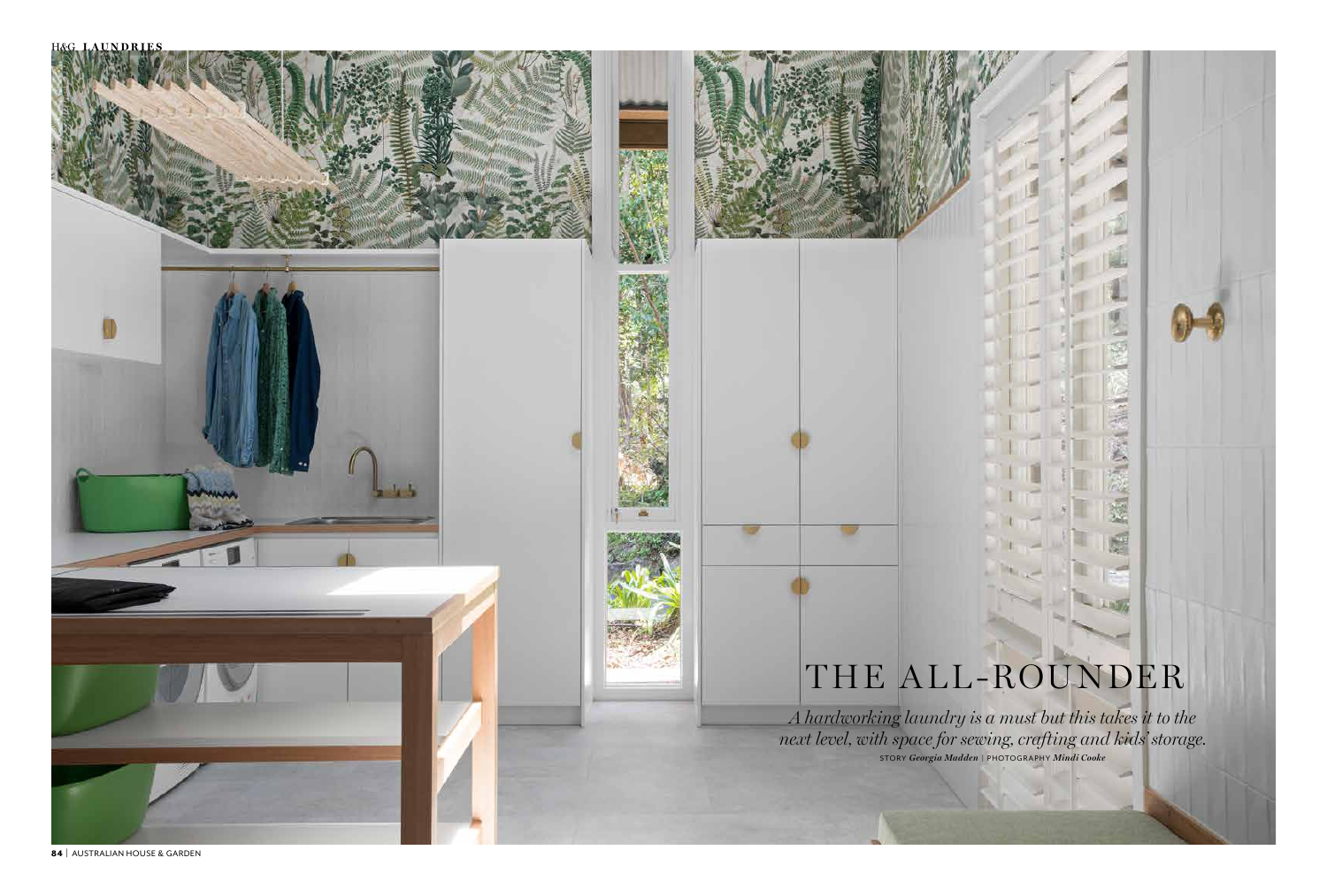# THE ALL-ROUNDER

*A hardworking laundry is a must but this takes it to the next level, with space for sewing, crafting and kids' storage.*

STORY *Georgia Madden* | PHOTOGRAPHY *Mindi Cooke*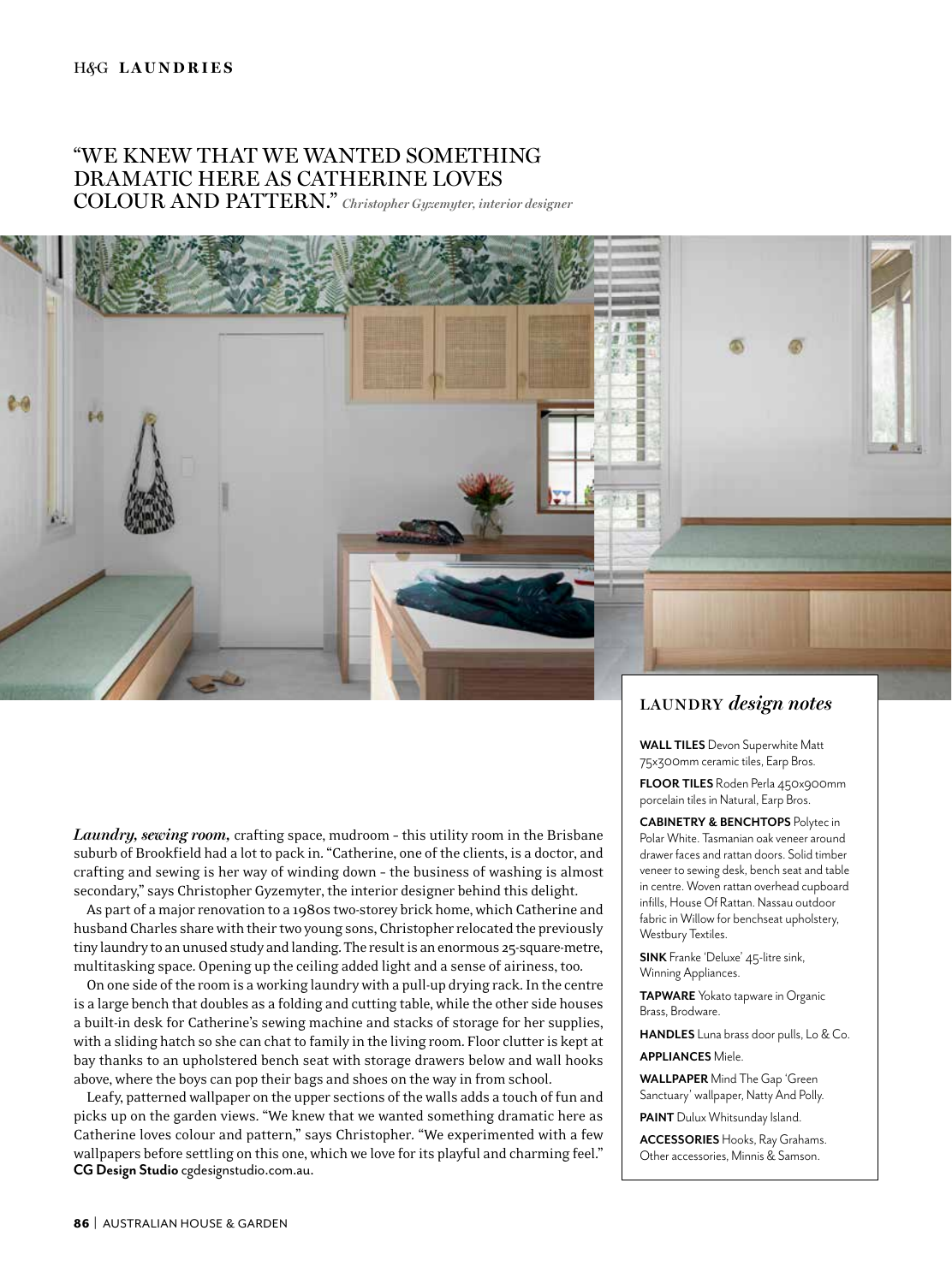"WE KNEW THAT WE WANTED SOMETHING DRAMATIC HERE AS CATHERINE LOVES COLOUR AND PATTERN." *Christopher Gyzemyter, interior designer*

***Laundry, sewing room,*** crafting space, mudroom – this utility room in the Brisbane suburb of Brookfield had a lot to pack in. "Catherine, one of the clients, is a doctor, and crafting and sewing is her way of winding down – the business of washing is almost secondary," says Christopher Gyzemyter, the interior designer behind this delight.

As part of a major renovation to a 1980s two-storey brick home, which Catherine and husband Charles share with their two young sons, Christopher relocated the previously tiny laundry to an unused study and landing. The result is an enormous 25-square-metre, multitasking space. Opening up the ceiling added light and a sense of airiness, too.

On one side of the room is a working laundry with a pull-up drying rack. In the centre is a large bench that doubles as a folding and cutting table, while the other side houses a built-in desk for Catherine's sewing machine and stacks of storage for her supplies, with a sliding hatch so she can chat to family in the living room. Floor clutter is kept at bay thanks to an upholstered bench seat with storage drawers below and wall hooks above, where the boys can pop their bags and shoes on the way in from school.

Leafy, patterned wallpaper on the upper sections of the walls adds a touch of fun and picks up on the garden views. "We knew that we wanted something dramatic here as Catherine loves colour and pattern," says Christopher. "We experimented with a few wallpapers before settling on this one, which we love for its playful and charming feel."
**CG Design Studio** cgdesignstudio.com.au.

## LAUNDRY *design notes*

**WALL TILES** Devon Superwhite Matt 75x300mm ceramic tiles, Earp Bros.

**FLOOR TILES** Roden Perla 450x900mm porcelain tiles in Natural, Earp Bros.

**CABINETRY & BENCHTOPS** Polytec in Polar White. Tasmanian oak veneer around drawer faces and rattan doors. Solid timber veneer to sewing desk, bench seat and table in centre. Woven rattan overhead cupboard infills, House Of Rattan. Nassau outdoor fabric in Willow for benchseat upholstery, Westbury Textiles.

**SINK** Franke 'Deluxe' 45-litre sink, Winning Appliances.

**TAPWARE** Yokato tapware in Organic Brass, Brodware.

**HANDLES** Luna brass door pulls, Lo & Co.

**APPLIANCES** Miele.

**WALLPAPER** Mind The Gap 'Green Sanctuary' wallpaper, Natty And Polly.

**PAINT** Dulux Whitsunday Island.

**ACCESSORIES** Hooks, Ray Grahams. Other accessories, Minnis & Samson.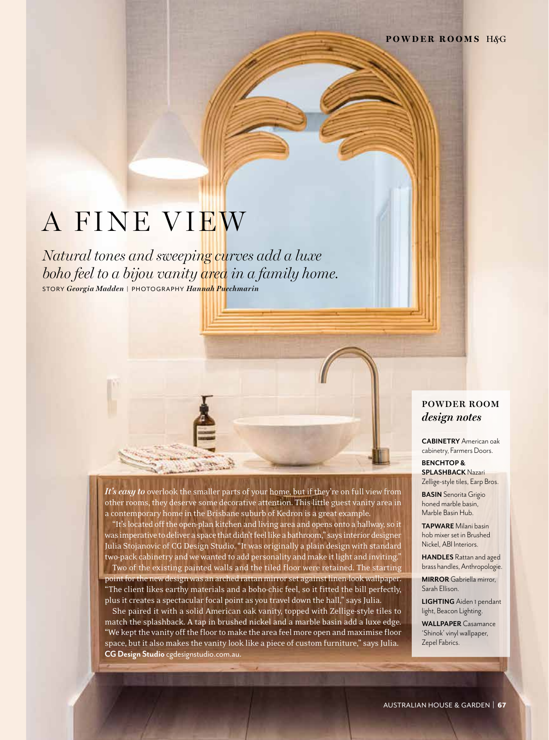# A FINE VIEW

*Natural tones and sweeping curves add a luxe boho feel to a bijou vanity area in a family home.*

STORY *Georgia Madden* | PHOTOGRAPHY *Hannah Puechmarin*

***It's easy to*** overlook the smaller parts of your home, but if they're on full view from other rooms, they deserve some decorative attention. This little guest vanity area in a contemporary home in the Brisbane suburb of Kedron is a great example.

"It's located off the open-plan kitchen and living area and opens onto a hallway, so it was imperative to deliver a space that didn't feel like a bathroom," says interior designer Julia Stojanovic of CG Design Studio. "It was originally a plain design with standard two-pack cabinetry and we wanted to add personality and make it light and inviting."

Two of the existing painted walls and the tiled floor were retained. The starting point for the new design was an arched rattan mirror set against linen-look wallpaper. "The client likes earthy materials and a boho-chic feel, so it fitted the bill perfectly, plus it creates a spectacular focal point as you travel down the hall," says Julia.

She paired it with a solid American oak vanity, topped with Zellige-style tiles to match the splashback. A tap in brushed nickel and a marble basin add a luxe edge. "We kept the vanity off the floor to make the area feel more open and maximise floor space, but it also makes the vanity look like a piece of custom furniture," says Julia. **CG Design Studio** cgdesignstudio.com.au.

## POWDER ROOM *design notes*

**CABINETRY** American oak cabinetry, Farmers Doors.

**BENCHTOP & SPLASHBACK** Nazari Zellige-style tiles, Earp Bros.

**BASIN** Senorita Grigio honed marble basin, Marble Basin Hub.

**TAPWARE** Milani basin hob mixer set in Brushed Nickel, ABI Interiors.

**HANDLES** Rattan and aged brass handles, Anthropologie.

**MIRROR** Gabriella mirror, Sarah Ellison.

**LIGHTING** Aiden 1 pendant light, Beacon Lighting.

**WALLPAPER** Casamance 'Shinok' vinyl wallpaper, Zepel Fabrics.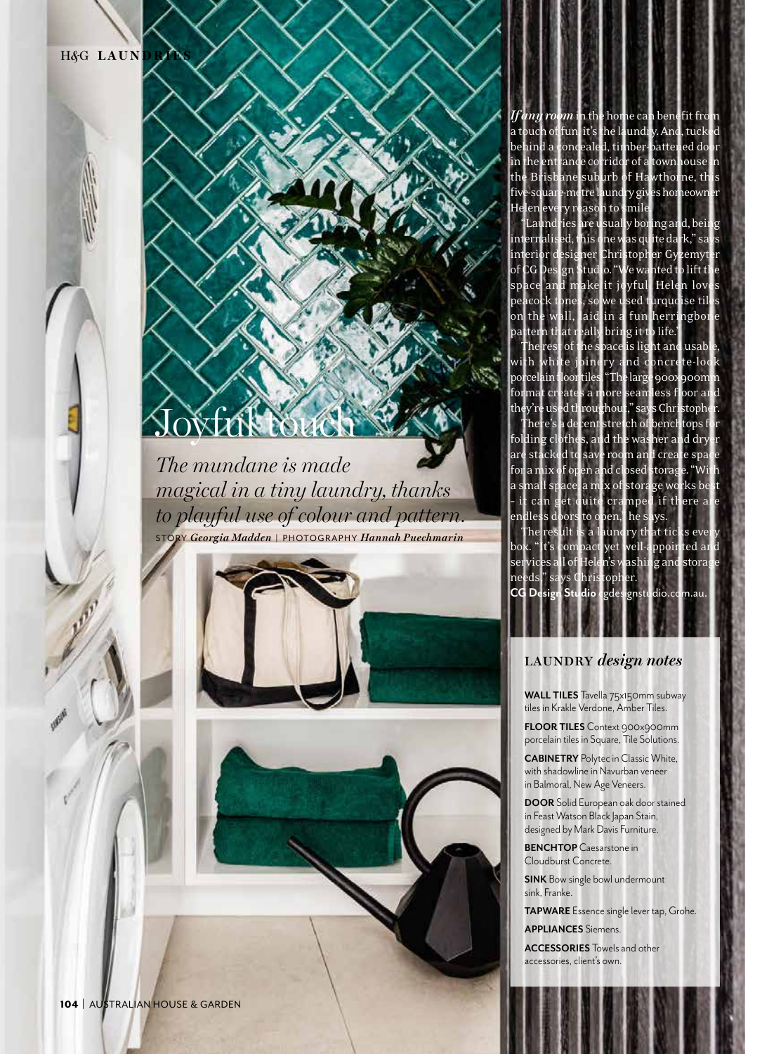# Joyful touch

*The mundane is made magical in a tiny laundry, thanks to playful use of colour and pattern.*

STORY *Georgia Madden* | PHOTOGRAPHY *Hannah Puechmarin*

***If any room*** in the home can benefit from a touch of fun, it's the laundry. And, tucked behind a concealed, timber-battened door in the entrance corridor of a townhouse in the Brisbane suburb of Hawthorne, this five-square-metre laundry gives homeowner Helen every reason to smile.

"Laundries are usually boring and, being internalised, this one was quite dark," says interior designer Christopher Gyzemyter of CG Design Studio. "We wanted to lift the space and make it joyful. Helen loves peacock tones, so we used turquoise tiles on the wall, laid in a fun herringbone pattern that really bring it to life."

The rest of the space is light and usable, with white joinery and concrete-look porcelain floor tiles. "The large 900x900mm format creates a more seamless floor and they're used throughout," says Christopher.

There's a decent stretch of benchtops for folding clothes, and the washer and dryer are stacked to save room and create space for a mix of open and closed storage. "With a small space a mix of storage works best – it can get quite cramped if there are endless doors to open," he says.

The result is a laundry that ticks every box. "It's compact yet well-appointed and services all of Helen's washing and storage needs," says Christopher.

**CG Design Studio** cgdesignstudio.com.au.

## LAUNDRY *design notes*

**WALL TILES** Tavella 75x150mm subway tiles in Krakle Verdone, Amber Tiles.

**FLOOR TILES** Context 900x900mm porcelain tiles in Square, Tile Solutions.

**CABINETRY** Polytec in Classic White, with shadowline in Navurban veneer in Balmoral, New Age Veneers.

**DOOR** Solid European oak door stained in Feast Watson Black Japan Stain, designed by Mark Davis Furniture.

**BENCHTOP** Caesarstone in Cloudburst Concrete.

**SINK** Bow single bowl undermount sink, Franke.

**TAPWARE** Essence single lever tap, Grohe.

**APPLIANCES** Siemens.

**ACCESSORIES** Towels and other accessories, client's own.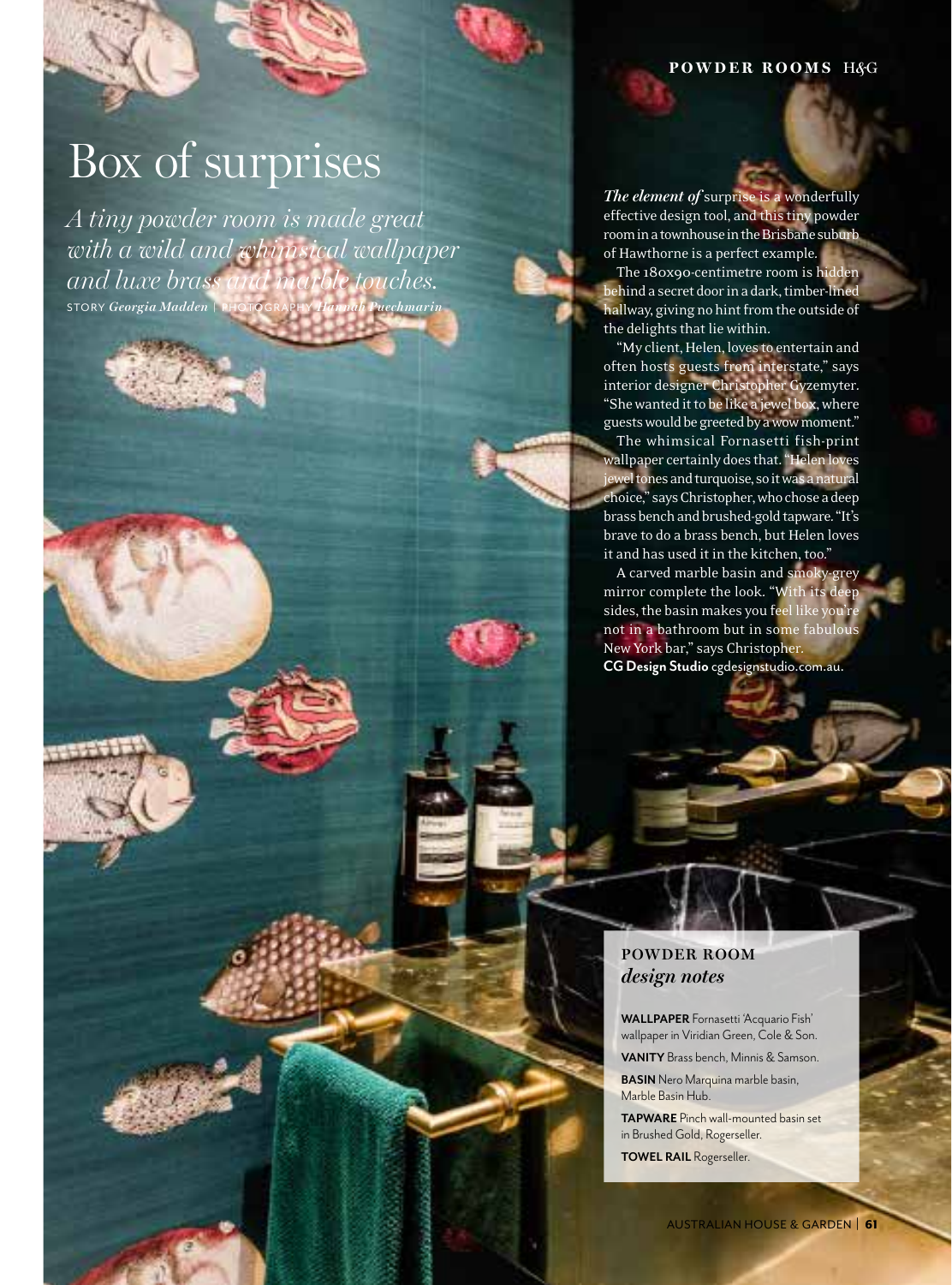# Box of surprises

*A tiny powder room is made great with a wild and whimsical wallpaper and luxe brass and marble touches.*

STORY ***Georgia Madden*** | PHOTOGRAPHY ***Hannah Puechmarin***

***The element of*** surprise is a wonderfully effective design tool, and this tiny powder room in a townhouse in the Brisbane suburb of Hawthorne is a perfect example.

The 180x90-centimetre room is hidden behind a secret door in a dark, timber-lined hallway, giving no hint from the outside of the delights that lie within.

"My client, Helen, loves to entertain and often hosts guests from interstate," says interior designer Christopher Gyzemyter. "She wanted it to be like a jewel box, where guests would be greeted by a wow moment."

The whimsical Fornasetti fish-print wallpaper certainly does that. "Helen loves jewel tones and turquoise, so it was a natural choice," says Christopher, who chose a deep brass bench and brushed-gold tapware. "It's brave to do a brass bench, but Helen loves it and has used it in the kitchen, too."

A carved marble basin and smoky-grey mirror complete the look. "With its deep sides, the basin makes you feel like you're not in a bathroom but in some fabulous New York bar," says Christopher.

**CG Design Studio** cgdesignstudio.com.au.

## POWDER ROOM *design notes*

**WALLPAPER** Fornasetti 'Acquario Fish' wallpaper in Viridian Green, Cole & Son.

**VANITY** Brass bench, Minnis & Samson.

**BASIN** Nero Marquina marble basin, Marble Basin Hub.

**TAPWARE** Pinch wall-mounted basin set in Brushed Gold, Rogerseller.

**TOWEL RAIL** Rogerseller.